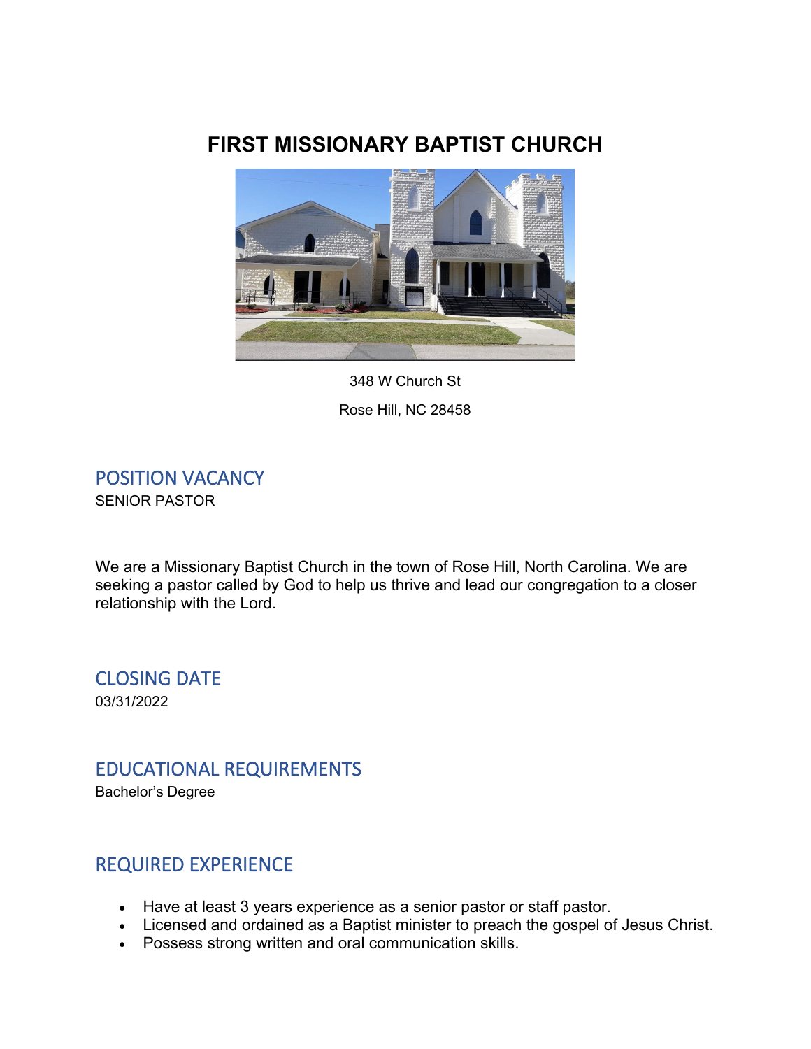# FIRST MISSIONARY BAPTIST CHURCH

348 W Church St

Rose Hill, NC 28458

## POSITION VACANCY

SENIOR PASTOR

We are a Missionary Baptist Church in the town of Rose Hill, North Carolina. We are seeking a pastor called by God to help us thrive and lead our congregation to a closer relationship with the Lord.

## CLOSING DATE

03/31/2022

## EDUCATIONAL REQUIREMENTS

Bachelor's Degree

## REQUIRED EXPERIENCE

- Have at least 3 years experience as a senior pastor or staff pastor.
- Licensed and ordained as a Baptist minister to preach the gospel of Jesus Christ.
- Possess strong written and oral communication skills.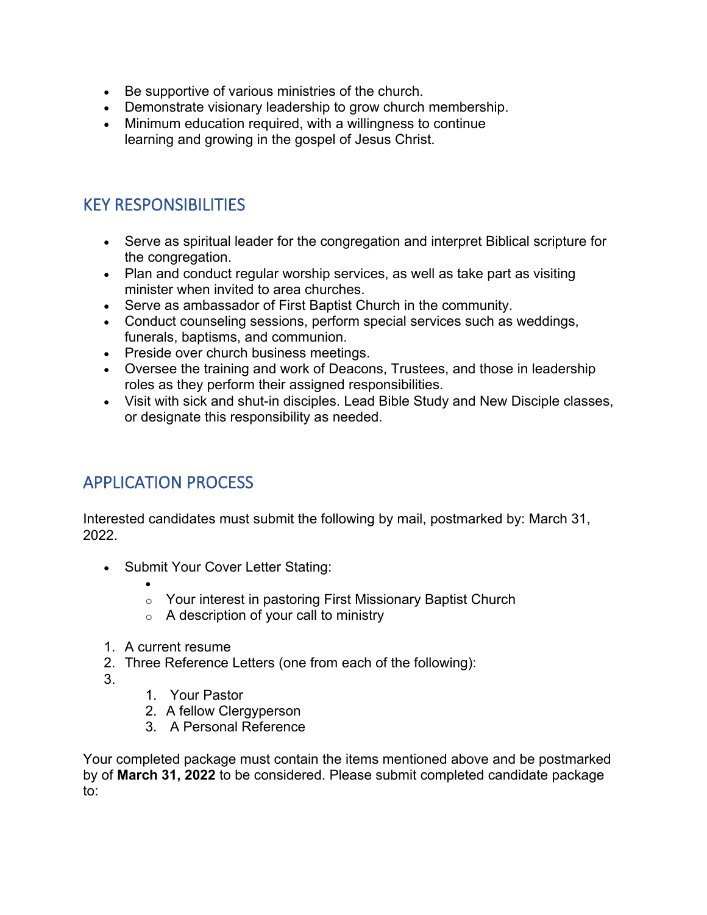- Be supportive of various ministries of the church.
- Demonstrate visionary leadership to grow church membership.
- Minimum education required, with a willingness to continue learning and growing in the gospel of Jesus Christ.

## KEY RESPONSIBILITIES

- Serve as spiritual leader for the congregation and interpret Biblical scripture for the congregation.
- Plan and conduct regular worship services, as well as take part as visiting minister when invited to area churches.
- Serve as ambassador of First Baptist Church in the community.
- Conduct counseling sessions, perform special services such as weddings, funerals, baptisms, and communion.
- Preside over church business meetings.
- Oversee the training and work of Deacons, Trustees, and those in leadership roles as they perform their assigned responsibilities.
- Visit with sick and shut-in disciples. Lead Bible Study and New Disciple classes, or designate this responsibility as needed.

## APPLICATION PROCESS

Interested candidates must submit the following by mail, postmarked by: March 31, 2022.

- Submit Your Cover Letter Stating:
  - Your interest in pastoring First Missionary Baptist Church
  - A description of your call to ministry

1. A current resume
2. Three Reference Letters (one from each of the following):
   1. Your Pastor
   2. A fellow Clergyperson
   3. A Personal Reference

Your completed package must contain the items mentioned above and be postmarked by of **March 31, 2022** to be considered. Please submit completed candidate package to: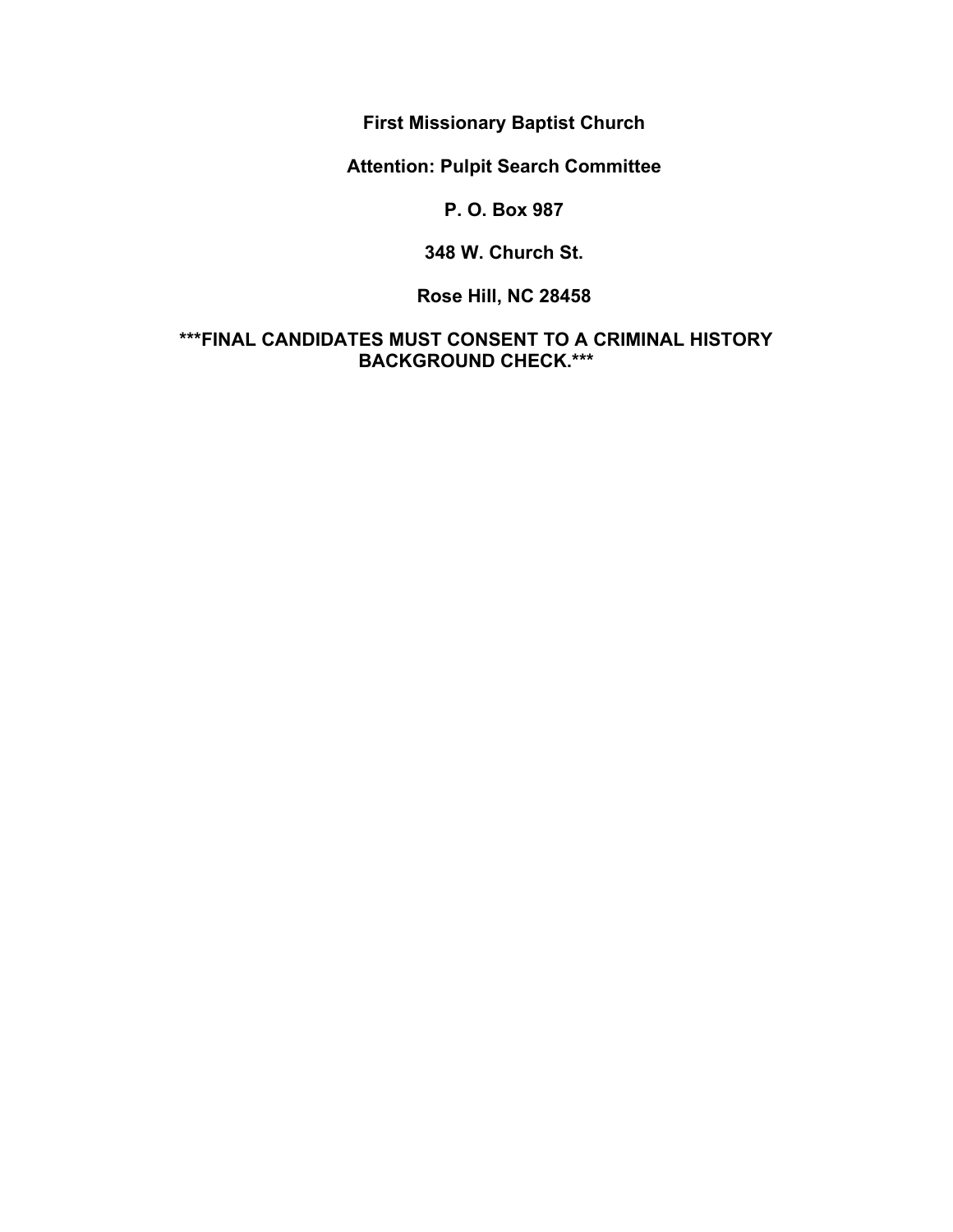**First Missionary Baptist Church**

**Attention: Pulpit Search Committee**

**P. O. Box 987**

**348 W. Church St.**

**Rose Hill, NC 28458**

**\*\*\*FINAL CANDIDATES MUST CONSENT TO A CRIMINAL HISTORY BACKGROUND CHECK.\*\*\***